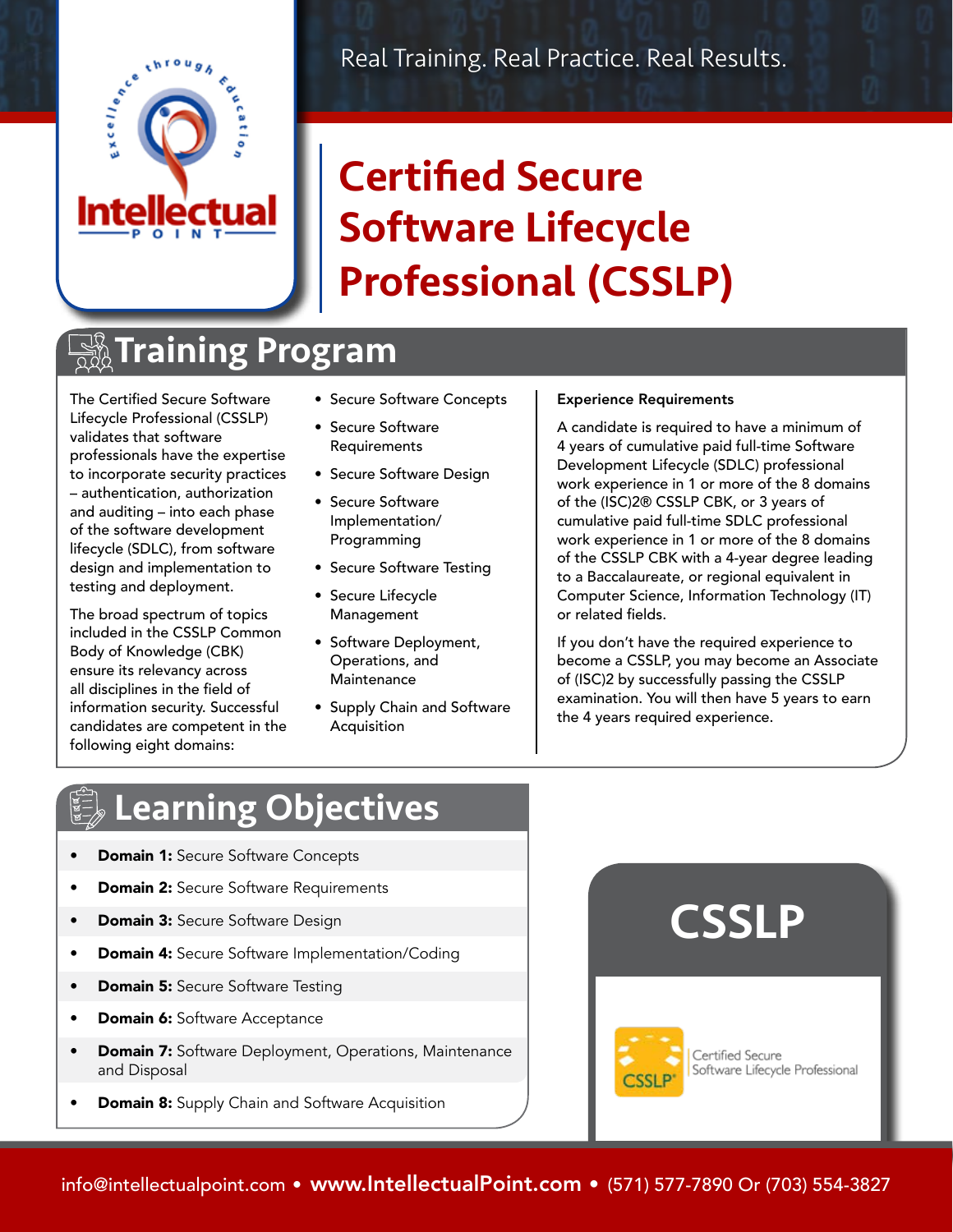Real Training. Real Practice. Real Results.

# Certified Secure Software Lifecycle Professional (CSSLP)

## Training Program

The Certified Secure Software Lifecycle Professional (CSSLP) validates that software professionals have the expertise to incorporate security practices – authentication, authorization and auditing – into each phase of the software development lifecycle (SDLC), from software design and implementation to testing and deployment.

The broad spectrum of topics included in the CSSLP Common Body of Knowledge (CBK) ensure its relevancy across all disciplines in the field of information security. Successful candidates are competent in the following eight domains:

- Secure Software Concepts
- Secure Software Requirements
- Secure Software Design
- Secure Software Implementation/ Programming
- Secure Software Testing
- Secure Lifecycle Management
- Software Deployment, Operations, and Maintenance
- Supply Chain and Software Acquisition

**Experience Requirements**

A candidate is required to have a minimum of 4 years of cumulative paid full-time Software Development Lifecycle (SDLC) professional work experience in 1 or more of the 8 domains of the (ISC)2® CSSLP CBK, or 3 years of cumulative paid full-time SDLC professional work experience in 1 or more of the 8 domains of the CSSLP CBK with a 4-year degree leading to a Baccalaureate, or regional equivalent in Computer Science, Information Technology (IT) or related fields.

If you don't have the required experience to become a CSSLP, you may become an Associate of (ISC)2 by successfully passing the CSSLP examination. You will then have 5 years to earn the 4 years required experience.

## Learning Objectives

- **Domain 1:** Secure Software Concepts
- **Domain 2:** Secure Software Requirements
- **Domain 3:** Secure Software Design
- **Domain 4:** Secure Software Implementation/Coding
- **Domain 5:** Secure Software Testing
- **Domain 6:** Software Acceptance
- **Domain 7:** Software Deployment, Operations, Maintenance and Disposal
- **Domain 8:** Supply Chain and Software Acquisition

## CSSLP

Certified Secure Software Lifecycle Professional

info@intellectualpoint.com • **www.IntellectualPoint.com** • (571) 577-7890 Or (703) 554-3827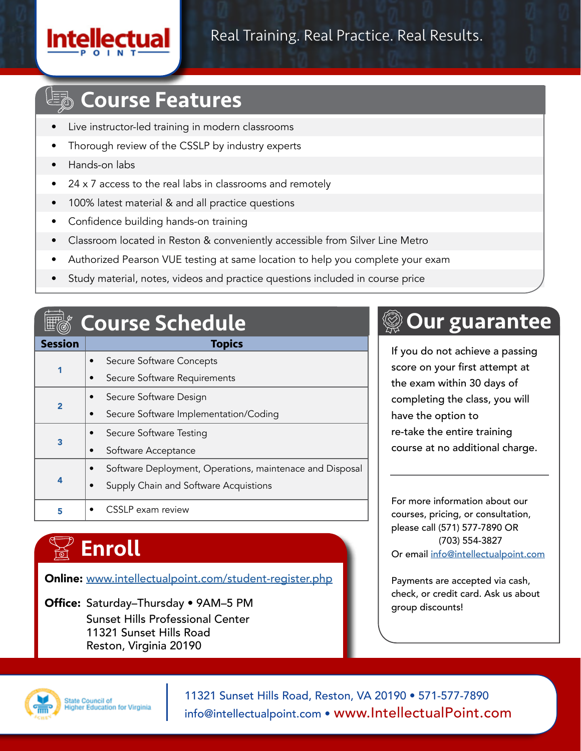# Course Features

- Live instructor-led training in modern classrooms
- Thorough review of the CSSLP by industry experts
- Hands-on labs
- 24 x 7 access to the real labs in classrooms and remotely
- 100% latest material & and all practice questions
- Confidence building hands-on training
- Classroom located in Reston & conveniently accessible from Silver Line Metro
- Authorized Pearson VUE testing at same location to help you complete your exam
- Study material, notes, videos and practice questions included in course price

# Course Schedule

| Session | Topics |
|---|---|
| 1 | • Secure Software Concepts<br>• Secure Software Requirements |
| 2 | • Secure Software Design<br>• Secure Software Implementation/Coding |
| 3 | • Secure Software Testing<br>• Software Acceptance |
| 4 | • Software Deployment, Operations, maintenace and Disposal<br>• Supply Chain and Software Acquistions |
| 5 | • CSSLP exam review |

# Our guarantee

If you do not achieve a passing score on your first attempt at the exam within 30 days of completing the class, you will have the option to re-take the entire training course at no additional charge.

For more information about our courses, pricing, or consultation, please call (571) 577-7890 OR (703) 554-3827
Or email info@intellectualpoint.com

Payments are accepted via cash, check, or credit card. Ask us about group discounts!

# Enroll

**Online:** www.intellectualpoint.com/student-register.php

**Office:** Saturday–Thursday • 9AM–5 PM
Sunset Hills Professional Center
11321 Sunset Hills Road
Reston, Virginia 20190

State Council of Higher Education for Virginia

11321 Sunset Hills Road, Reston, VA 20190 • 571-577-7890
info@intellectualpoint.com • www.IntellectualPoint.com